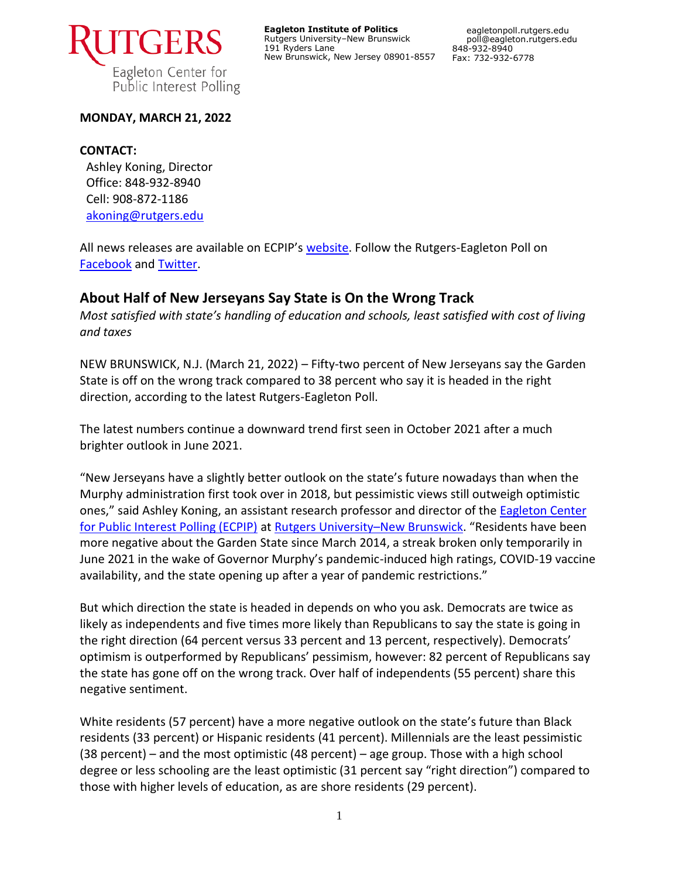**RUTGERS**
Eagleton Center for Public Interest Polling

**Eagleton Institute of Politics**
Rutgers University–New Brunswick
191 Ryders Lane
New Brunswick, New Jersey 08901-8557

eagletonpoll.rutgers.edu
poll@eagleton.rutgers.edu
848-932-8940
Fax: 732-932-6778

**MONDAY, MARCH 21, 2022**

**CONTACT:**
Ashley Koning, Director
Office: 848-932-8940
Cell: 908-872-1186
akoning@rutgers.edu

All news releases are available on ECPIP's website. Follow the Rutgers-Eagleton Poll on Facebook and Twitter.

## About Half of New Jerseyans Say State is On the Wrong Track

*Most satisfied with state's handling of education and schools, least satisfied with cost of living and taxes*

NEW BRUNSWICK, N.J. (March 21, 2022) – Fifty-two percent of New Jerseyans say the Garden State is off on the wrong track compared to 38 percent who say it is headed in the right direction, according to the latest Rutgers-Eagleton Poll.

The latest numbers continue a downward trend first seen in October 2021 after a much brighter outlook in June 2021.

"New Jerseyans have a slightly better outlook on the state's future nowadays than when the Murphy administration first took over in 2018, but pessimistic views still outweigh optimistic ones," said Ashley Koning, an assistant research professor and director of the Eagleton Center for Public Interest Polling (ECPIP) at Rutgers University–New Brunswick. "Residents have been more negative about the Garden State since March 2014, a streak broken only temporarily in June 2021 in the wake of Governor Murphy's pandemic-induced high ratings, COVID-19 vaccine availability, and the state opening up after a year of pandemic restrictions."

But which direction the state is headed in depends on who you ask. Democrats are twice as likely as independents and five times more likely than Republicans to say the state is going in the right direction (64 percent versus 33 percent and 13 percent, respectively). Democrats' optimism is outperformed by Republicans' pessimism, however: 82 percent of Republicans say the state has gone off on the wrong track. Over half of independents (55 percent) share this negative sentiment.

White residents (57 percent) have a more negative outlook on the state's future than Black residents (33 percent) or Hispanic residents (41 percent). Millennials are the least pessimistic (38 percent) – and the most optimistic (48 percent) – age group. Those with a high school degree or less schooling are the least optimistic (31 percent say "right direction") compared to those with higher levels of education, as are shore residents (29 percent).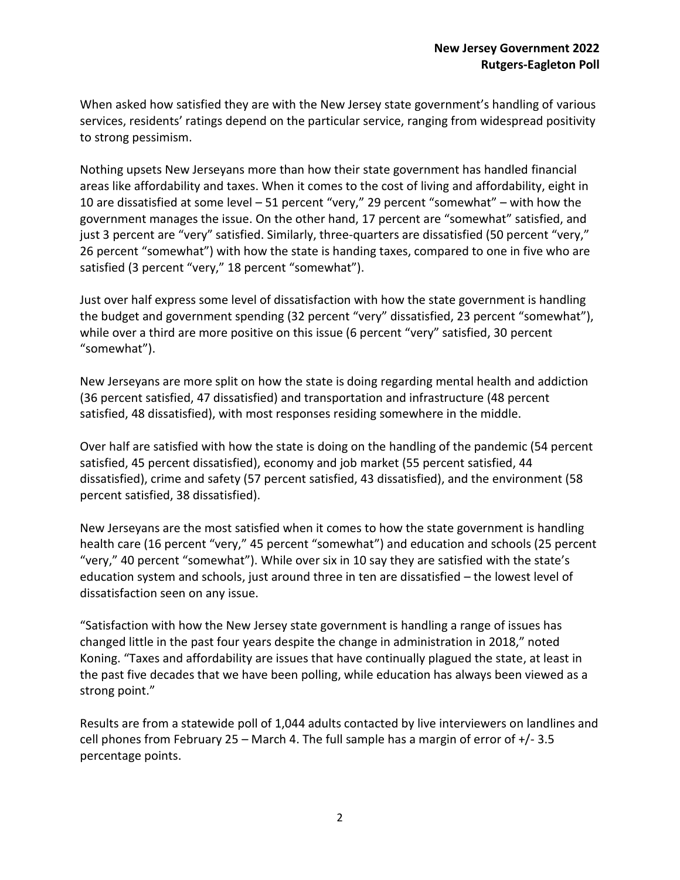When asked how satisfied they are with the New Jersey state government's handling of various services, residents' ratings depend on the particular service, ranging from widespread positivity to strong pessimism.

Nothing upsets New Jerseyans more than how their state government has handled financial areas like affordability and taxes. When it comes to the cost of living and affordability, eight in 10 are dissatisfied at some level – 51 percent "very," 29 percent "somewhat" – with how the government manages the issue. On the other hand, 17 percent are "somewhat" satisfied, and just 3 percent are "very" satisfied. Similarly, three-quarters are dissatisfied (50 percent "very," 26 percent "somewhat") with how the state is handing taxes, compared to one in five who are satisfied (3 percent "very," 18 percent "somewhat").

Just over half express some level of dissatisfaction with how the state government is handling the budget and government spending (32 percent "very" dissatisfied, 23 percent "somewhat"), while over a third are more positive on this issue (6 percent "very" satisfied, 30 percent "somewhat").

New Jerseyans are more split on how the state is doing regarding mental health and addiction (36 percent satisfied, 47 dissatisfied) and transportation and infrastructure (48 percent satisfied, 48 dissatisfied), with most responses residing somewhere in the middle.

Over half are satisfied with how the state is doing on the handling of the pandemic (54 percent satisfied, 45 percent dissatisfied), economy and job market (55 percent satisfied, 44 dissatisfied), crime and safety (57 percent satisfied, 43 dissatisfied), and the environment (58 percent satisfied, 38 dissatisfied).

New Jerseyans are the most satisfied when it comes to how the state government is handling health care (16 percent "very," 45 percent "somewhat") and education and schools (25 percent "very," 40 percent "somewhat"). While over six in 10 say they are satisfied with the state's education system and schools, just around three in ten are dissatisfied – the lowest level of dissatisfaction seen on any issue.

"Satisfaction with how the New Jersey state government is handling a range of issues has changed little in the past four years despite the change in administration in 2018," noted Koning. "Taxes and affordability are issues that have continually plagued the state, at least in the past five decades that we have been polling, while education has always been viewed as a strong point."

Results are from a statewide poll of 1,044 adults contacted by live interviewers on landlines and cell phones from February 25 – March 4. The full sample has a margin of error of +/- 3.5 percentage points.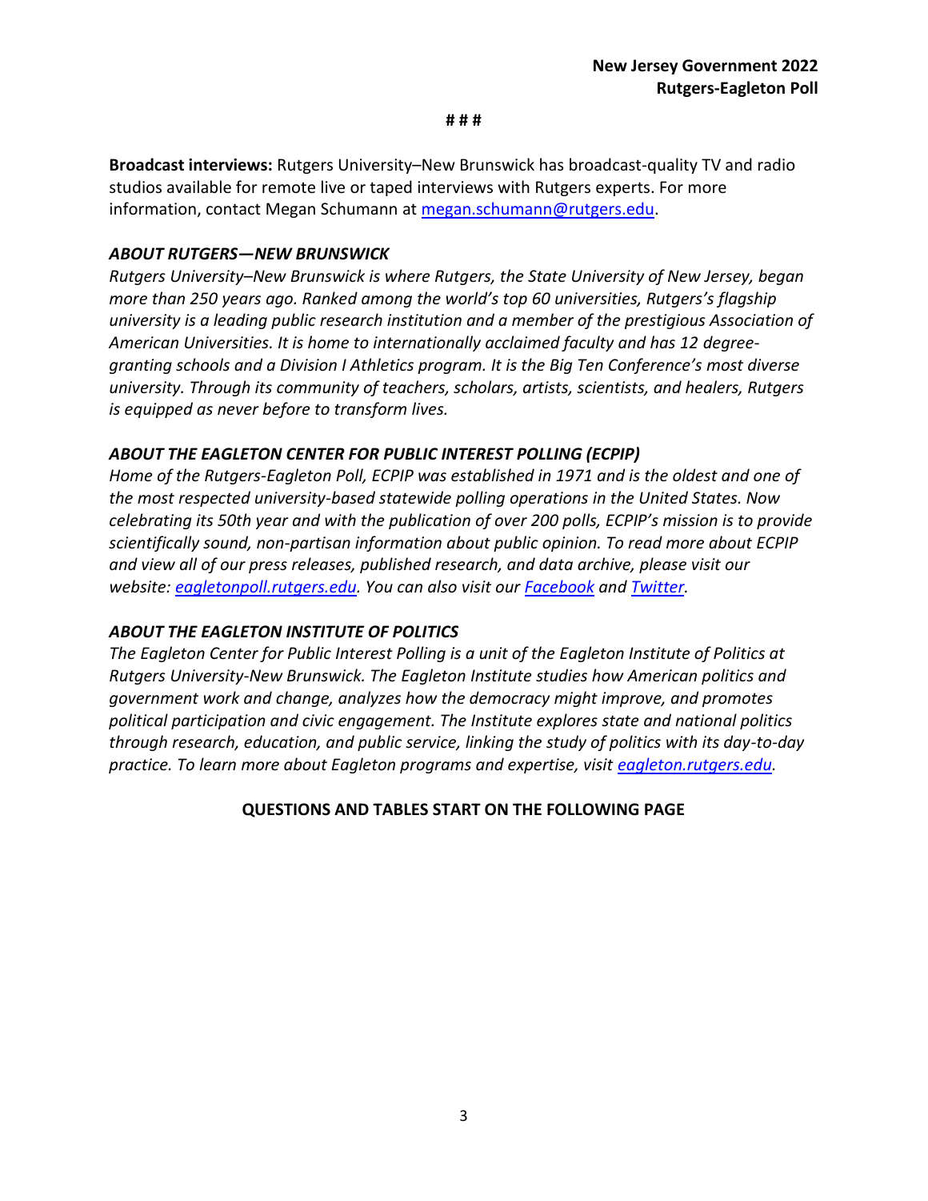# # #

**Broadcast interviews:** Rutgers University–New Brunswick has broadcast-quality TV and radio studios available for remote live or taped interviews with Rutgers experts. For more information, contact Megan Schumann at [megan.schumann@rutgers.edu](mailto:megan.schumann@rutgers.edu).

***ABOUT RUTGERS—NEW BRUNSWICK***

*Rutgers University–New Brunswick is where Rutgers, the State University of New Jersey, began more than 250 years ago. Ranked among the world's top 60 universities, Rutgers's flagship university is a leading public research institution and a member of the prestigious Association of American Universities. It is home to internationally acclaimed faculty and has 12 degree-granting schools and a Division I Athletics program. It is the Big Ten Conference's most diverse university. Through its community of teachers, scholars, artists, scientists, and healers, Rutgers is equipped as never before to transform lives.*

***ABOUT THE EAGLETON CENTER FOR PUBLIC INTEREST POLLING (ECPIP)***

*Home of the Rutgers-Eagleton Poll, ECPIP was established in 1971 and is the oldest and one of the most respected university-based statewide polling operations in the United States. Now celebrating its 50th year and with the publication of over 200 polls, ECPIP's mission is to provide scientifically sound, non-partisan information about public opinion. To read more about ECPIP and view all of our press releases, published research, and data archive, please visit our website: [eagletonpoll.rutgers.edu](http://eagletonpoll.rutgers.edu). You can also visit our Facebook and Twitter.*

***ABOUT THE EAGLETON INSTITUTE OF POLITICS***

*The Eagleton Center for Public Interest Polling is a unit of the Eagleton Institute of Politics at Rutgers University-New Brunswick. The Eagleton Institute studies how American politics and government work and change, analyzes how the democracy might improve, and promotes political participation and civic engagement. The Institute explores state and national politics through research, education, and public service, linking the study of politics with its day-to-day practice. To learn more about Eagleton programs and expertise, visit [eagleton.rutgers.edu](http://eagleton.rutgers.edu).*

**QUESTIONS AND TABLES START ON THE FOLLOWING PAGE**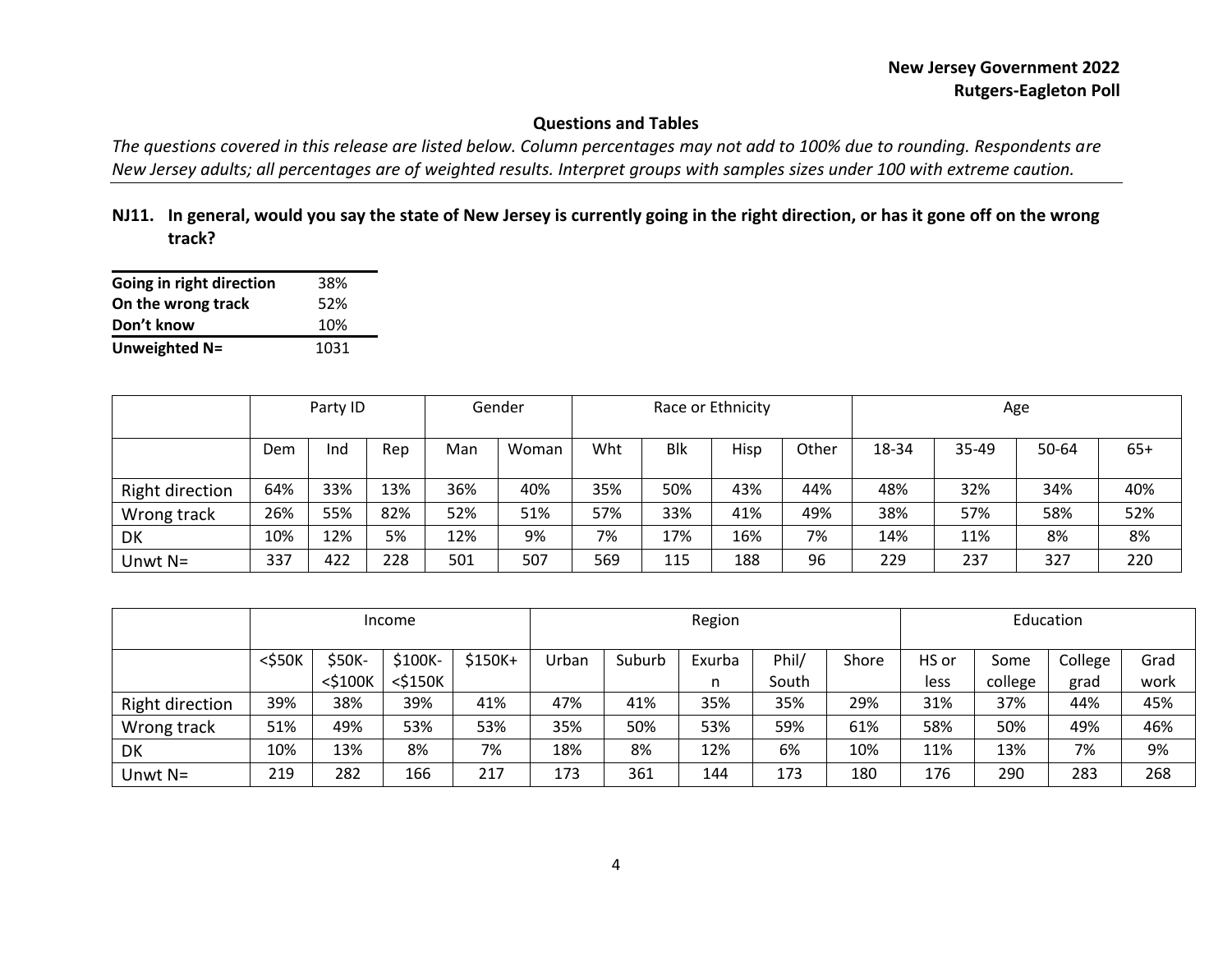**New Jersey Government 2022**
**Rutgers-Eagleton Poll**

## Questions and Tables

*The questions covered in this release are listed below. Column percentages may not add to 100% due to rounding. Respondents are New Jersey adults; all percentages are of weighted results. Interpret groups with samples sizes under 100 with extreme caution.*

### NJ11. In general, would you say the state of New Jersey is currently going in the right direction, or has it gone off on the wrong track?

| | |
|---|---|
| **Going in right direction** | 38% |
| **On the wrong track** | 52% |
| **Don't know** | 10% |
| **Unweighted N=** | 1031 |

| | Party ID | | | Gender | | Race or Ethnicity | | | | Age | | | |
|---|---|---|---|---|---|---|---|---|---|---|---|---|---|
| | Dem | Ind | Rep | Man | Woman | Wht | Blk | Hisp | Other | 18-34 | 35-49 | 50-64 | 65+ |
| Right direction | 64% | 33% | 13% | 36% | 40% | 35% | 50% | 43% | 44% | 48% | 32% | 34% | 40% |
| Wrong track | 26% | 55% | 82% | 52% | 51% | 57% | 33% | 41% | 49% | 38% | 57% | 58% | 52% |
| DK | 10% | 12% | 5% | 12% | 9% | 7% | 17% | 16% | 7% | 14% | 11% | 8% | 8% |
| Unwt N= | 337 | 422 | 228 | 501 | 507 | 569 | 115 | 188 | 96 | 229 | 237 | 327 | 220 |

| | Income | | | | Region | | | | | Education | | | |
|---|---|---|---|---|---|---|---|---|---|---|---|---|---|
| | <$50K | $50K-<$100K | $100K-<$150K | $150K+ | Urban | Suburb | Exurban | Phil/South | Shore | HS or less | Some college | College grad | Grad work |
| Right direction | 39% | 38% | 39% | 41% | 47% | 41% | 35% | 35% | 29% | 31% | 37% | 44% | 45% |
| Wrong track | 51% | 49% | 53% | 53% | 35% | 50% | 53% | 59% | 61% | 58% | 50% | 49% | 46% |
| DK | 10% | 13% | 8% | 7% | 18% | 8% | 12% | 6% | 10% | 11% | 13% | 7% | 9% |
| Unwt N= | 219 | 282 | 166 | 217 | 173 | 361 | 144 | 173 | 180 | 176 | 290 | 283 | 268 |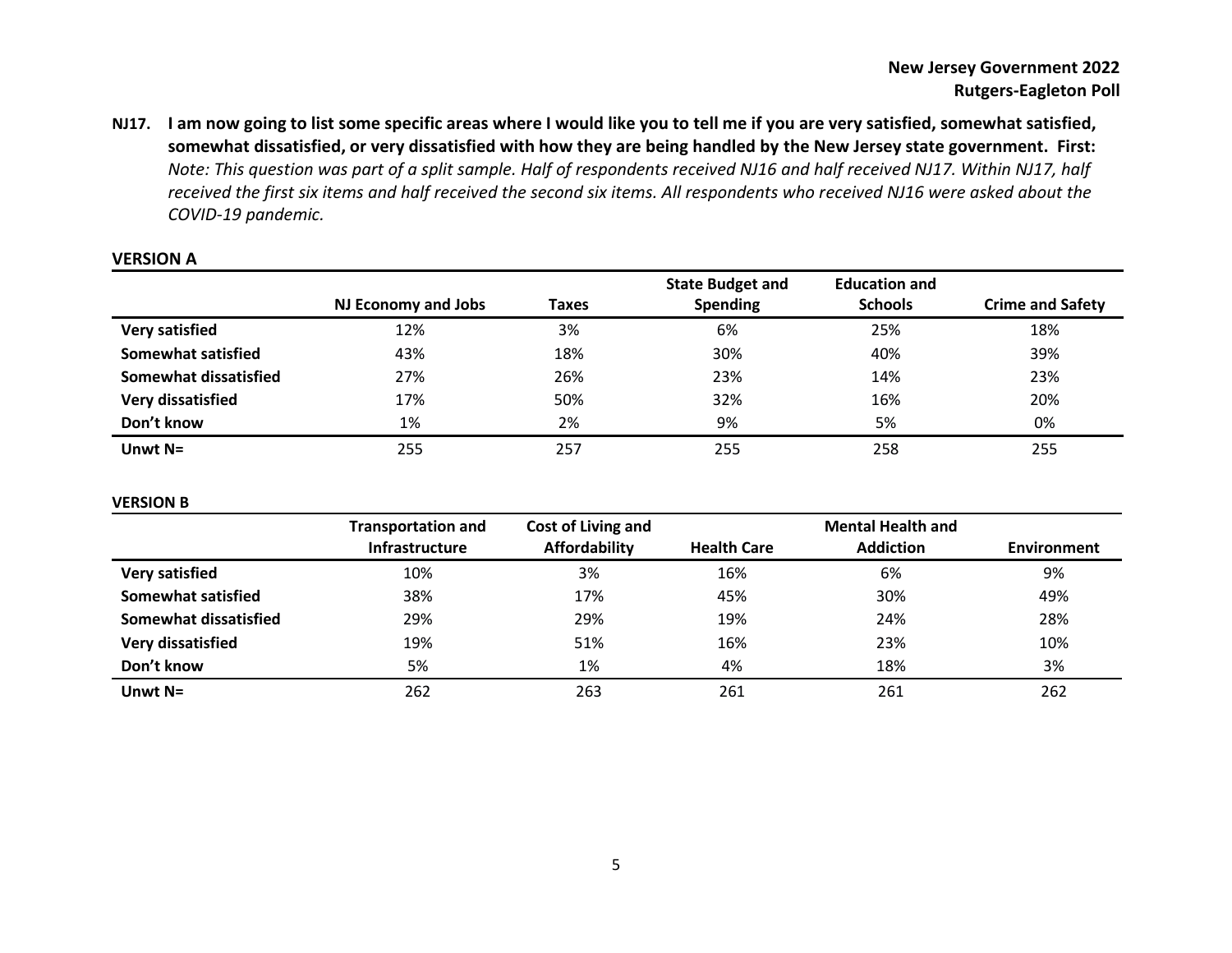**NJ17. I am now going to list some specific areas where I would like you to tell me if you are very satisfied, somewhat satisfied, somewhat dissatisfied, or very dissatisfied with how they are being handled by the New Jersey state government. First:**
*Note: This question was part of a split sample. Half of respondents received NJ16 and half received NJ17. Within NJ17, half received the first six items and half received the second six items. All respondents who received NJ16 were asked about the COVID-19 pandemic.*

**VERSION A**

| | NJ Economy and Jobs | Taxes | State Budget and Spending | Education and Schools | Crime and Safety |
|---|---|---|---|---|---|
| **Very satisfied** | 12% | 3% | 6% | 25% | 18% |
| **Somewhat satisfied** | 43% | 18% | 30% | 40% | 39% |
| **Somewhat dissatisfied** | 27% | 26% | 23% | 14% | 23% |
| **Very dissatisfied** | 17% | 50% | 32% | 16% | 20% |
| **Don't know** | 1% | 2% | 9% | 5% | 0% |
| **Unwt N=** | 255 | 257 | 255 | 258 | 255 |

**VERSION B**

| | Transportation and Infrastructure | Cost of Living and Affordability | Health Care | Mental Health and Addiction | Environment |
|---|---|---|---|---|---|
| **Very satisfied** | 10% | 3% | 16% | 6% | 9% |
| **Somewhat satisfied** | 38% | 17% | 45% | 30% | 49% |
| **Somewhat dissatisfied** | 29% | 29% | 19% | 24% | 28% |
| **Very dissatisfied** | 19% | 51% | 16% | 23% | 10% |
| **Don't know** | 5% | 1% | 4% | 18% | 3% |
| **Unwt N=** | 262 | 263 | 261 | 261 | 262 |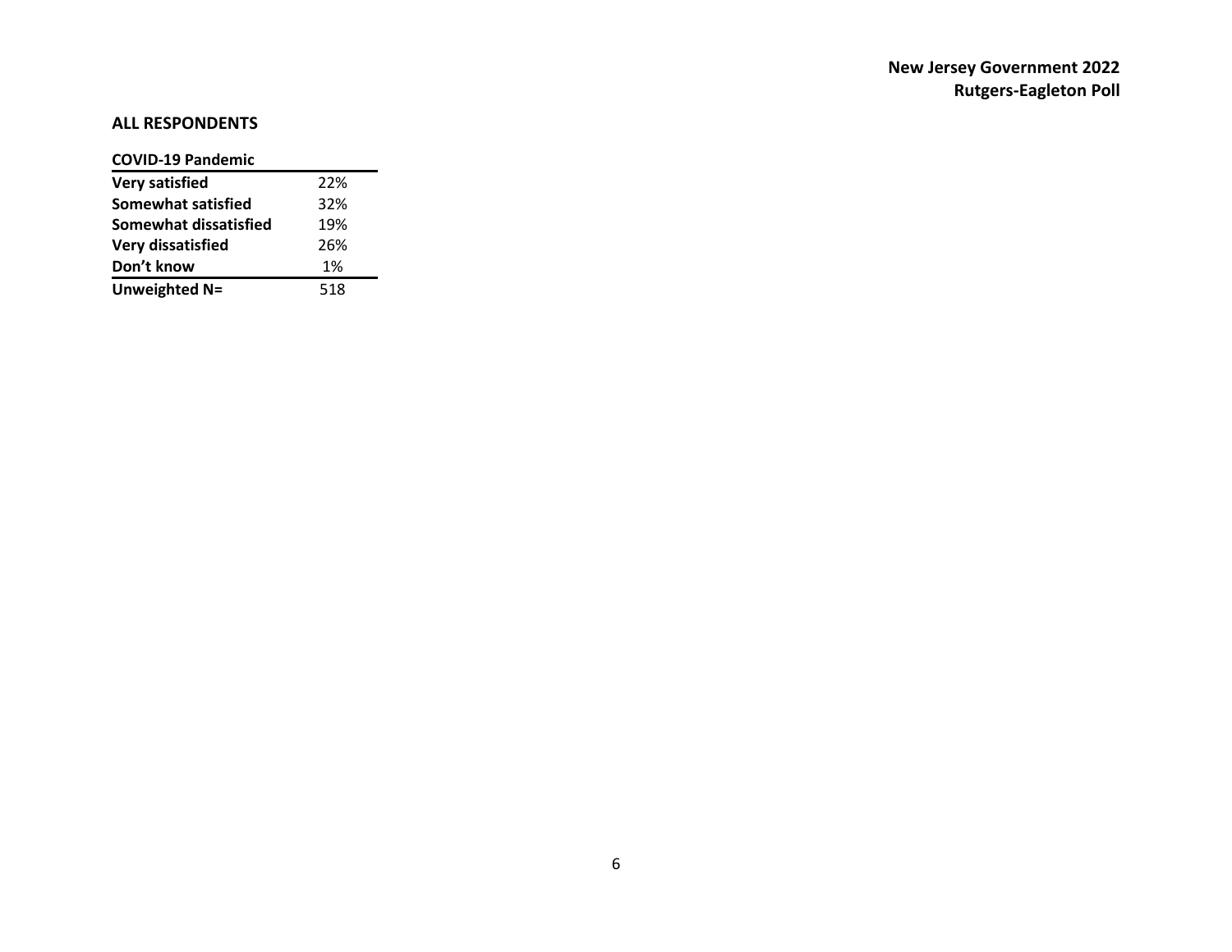## ALL RESPONDENTS

| COVID-19 Pandemic | |
|---|---|
| **Very satisfied** | 22% |
| **Somewhat satisfied** | 32% |
| **Somewhat dissatisfied** | 19% |
| **Very dissatisfied** | 26% |
| **Don't know** | 1% |
| **Unweighted N=** | 518 |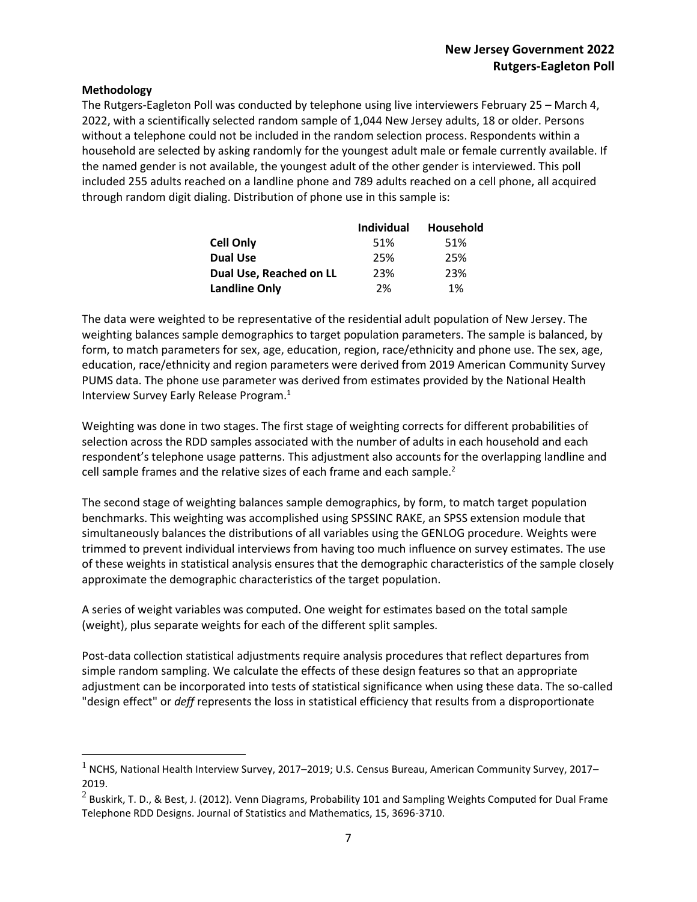### Methodology

The Rutgers-Eagleton Poll was conducted by telephone using live interviewers February 25 – March 4, 2022, with a scientifically selected random sample of 1,044 New Jersey adults, 18 or older. Persons without a telephone could not be included in the random selection process. Respondents within a household are selected by asking randomly for the youngest adult male or female currently available. If the named gender is not available, the youngest adult of the other gender is interviewed. This poll included 255 adults reached on a landline phone and 789 adults reached on a cell phone, all acquired through random digit dialing. Distribution of phone use in this sample is:

| | Individual | Household |
|---|---|---|
| **Cell Only** | 51% | 51% |
| **Dual Use** | 25% | 25% |
| **Dual Use, Reached on LL** | 23% | 23% |
| **Landline Only** | 2% | 1% |

The data were weighted to be representative of the residential adult population of New Jersey. The weighting balances sample demographics to target population parameters. The sample is balanced, by form, to match parameters for sex, age, education, region, race/ethnicity and phone use. The sex, age, education, race/ethnicity and region parameters were derived from 2019 American Community Survey PUMS data. The phone use parameter was derived from estimates provided by the National Health Interview Survey Early Release Program.[1]

Weighting was done in two stages. The first stage of weighting corrects for different probabilities of selection across the RDD samples associated with the number of adults in each household and each respondent's telephone usage patterns. This adjustment also accounts for the overlapping landline and cell sample frames and the relative sizes of each frame and each sample.[2]

The second stage of weighting balances sample demographics, by form, to match target population benchmarks. This weighting was accomplished using SPSSINC RAKE, an SPSS extension module that simultaneously balances the distributions of all variables using the GENLOG procedure. Weights were trimmed to prevent individual interviews from having too much influence on survey estimates. The use of these weights in statistical analysis ensures that the demographic characteristics of the sample closely approximate the demographic characteristics of the target population.

A series of weight variables was computed. One weight for estimates based on the total sample (weight), plus separate weights for each of the different split samples.

Post-data collection statistical adjustments require analysis procedures that reflect departures from simple random sampling. We calculate the effects of these design features so that an appropriate adjustment can be incorporated into tests of statistical significance when using these data. The so-called "design effect" or *deff* represents the loss in statistical efficiency that results from a disproportionate

[1] NCHS, National Health Interview Survey, 2017–2019; U.S. Census Bureau, American Community Survey, 2017–2019.

[2] Buskirk, T. D., & Best, J. (2012). Venn Diagrams, Probability 101 and Sampling Weights Computed for Dual Frame Telephone RDD Designs. Journal of Statistics and Mathematics, 15, 3696-3710.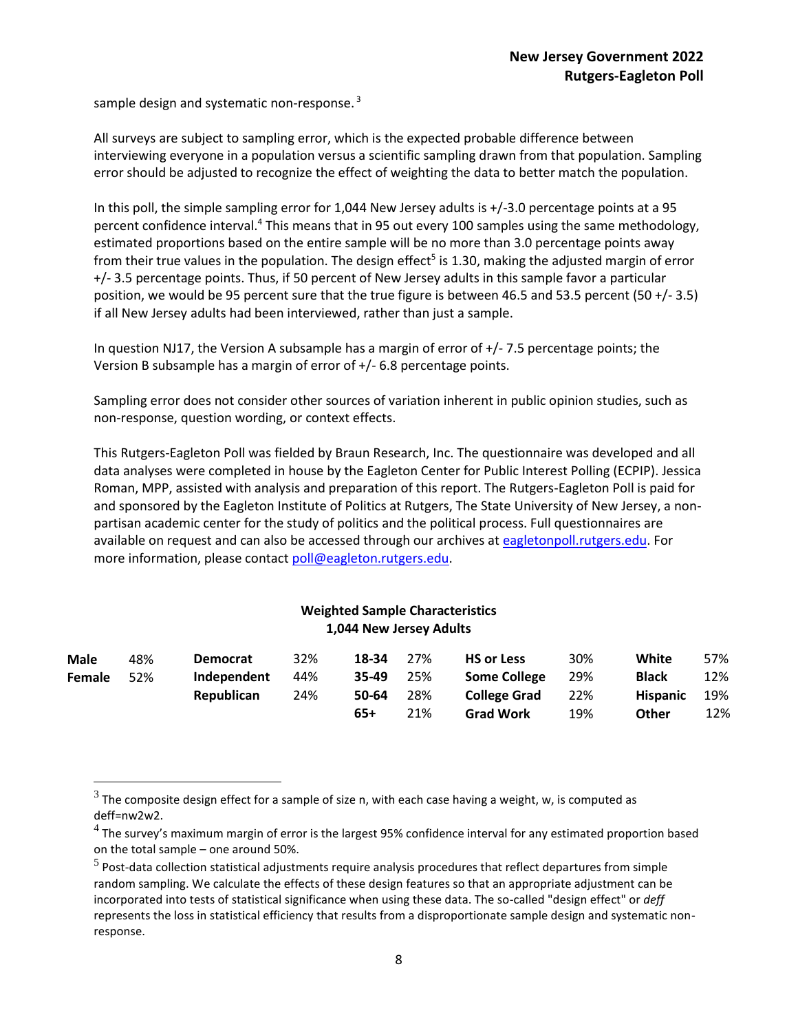sample design and systematic non-response. [3]

All surveys are subject to sampling error, which is the expected probable difference between interviewing everyone in a population versus a scientific sampling drawn from that population. Sampling error should be adjusted to recognize the effect of weighting the data to better match the population.

In this poll, the simple sampling error for 1,044 New Jersey adults is +/-3.0 percentage points at a 95 percent confidence interval.[4] This means that in 95 out every 100 samples using the same methodology, estimated proportions based on the entire sample will be no more than 3.0 percentage points away from their true values in the population. The design effect[5] is 1.30, making the adjusted margin of error +/- 3.5 percentage points. Thus, if 50 percent of New Jersey adults in this sample favor a particular position, we would be 95 percent sure that the true figure is between 46.5 and 53.5 percent (50 +/- 3.5) if all New Jersey adults had been interviewed, rather than just a sample.

In question NJ17, the Version A subsample has a margin of error of +/- 7.5 percentage points; the Version B subsample has a margin of error of +/- 6.8 percentage points.

Sampling error does not consider other sources of variation inherent in public opinion studies, such as non-response, question wording, or context effects.

This Rutgers-Eagleton Poll was fielded by Braun Research, Inc. The questionnaire was developed and all data analyses were completed in house by the Eagleton Center for Public Interest Polling (ECPIP). Jessica Roman, MPP, assisted with analysis and preparation of this report. The Rutgers-Eagleton Poll is paid for and sponsored by the Eagleton Institute of Politics at Rutgers, The State University of New Jersey, a non-partisan academic center for the study of politics and the political process. Full questionnaires are available on request and can also be accessed through our archives at [eagletonpoll.rutgers.edu](http://eagletonpoll.rutgers.edu). For more information, please contact [poll@eagleton.rutgers.edu](mailto:poll@eagleton.rutgers.edu).

**Weighted Sample Characteristics**
**1,044 New Jersey Adults**

| | | | | | | | | | |
|---|---|---|---|---|---|---|---|---|---|
| **Male** | 48% | **Democrat** | 32% | **18-34** | 27% | **HS or Less** | 30% | **White** | 57% |
| **Female** | 52% | **Independent** | 44% | **35-49** | 25% | **Some College** | 29% | **Black** | 12% |
| | | **Republican** | 24% | **50-64** | 28% | **College Grad** | 22% | **Hispanic** | 19% |
| | | | | **65+** | 21% | **Grad Work** | 19% | **Other** | 12% |

---

[3] The composite design effect for a sample of size n, with each case having a weight, w, is computed as deff=nw2w2.

[4] The survey's maximum margin of error is the largest 95% confidence interval for any estimated proportion based on the total sample – one around 50%.

[5] Post-data collection statistical adjustments require analysis procedures that reflect departures from simple random sampling. We calculate the effects of these design features so that an appropriate adjustment can be incorporated into tests of statistical significance when using these data. The so-called "design effect" or *deff* represents the loss in statistical efficiency that results from a disproportionate sample design and systematic non-response.